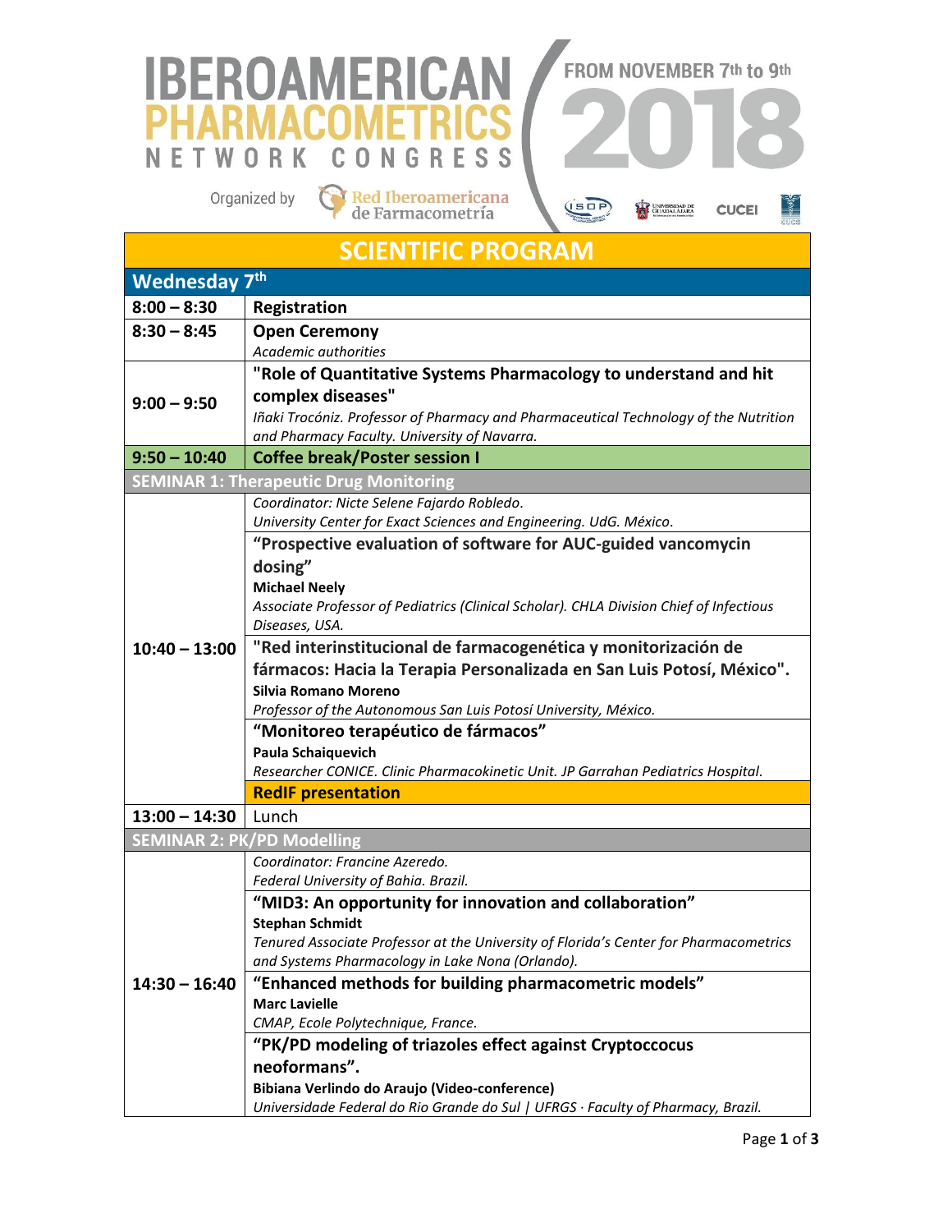# IBEROAMERICAN PHARMACOMETRICS NETWORK CONGRESS

FROM NOVEMBER 7th to 9th 2018

Organized by Red Iberoamericana de Farmacometría

ISOP · Universidad de Guadalajara · CUCEI · CUCS

## SCIENTIFIC PROGRAM

| **Wednesday 7th** | |
|---|---|
| **8:00 – 8:30** | **Registration** |
| **8:30 – 8:45** | **Open Ceremony**<br>*Academic authorities* |
| **9:00 – 9:50** | **"Role of Quantitative Systems Pharmacology to understand and hit complex diseases"**<br>*Iñaki Trocóniz. Professor of Pharmacy and Pharmaceutical Technology of the Nutrition and Pharmacy Faculty. University of Navarra.* |
| **9:50 – 10:40** | **Coffee break/Poster session I** |
| **SEMINAR 1: Therapeutic Drug Monitoring** | |
| **10:40 – 13:00** | *Coordinator: Nicte Selene Fajardo Robledo.*<br>*University Center for Exact Sciences and Engineering. UdG. México.* |
| | **"Prospective evaluation of software for AUC-guided vancomycin dosing"**<br>**Michael Neely**<br>*Associate Professor of Pediatrics (Clinical Scholar). CHLA Division Chief of Infectious Diseases, USA.* |
| | **"Red interinstitucional de farmacogenética y monitorización de fármacos: Hacia la Terapia Personalizada en San Luis Potosí, México".**<br>**Silvia Romano Moreno**<br>*Professor of the Autonomous San Luis Potosí University, México.* |
| | **"Monitoreo terapéutico de fármacos"**<br>**Paula Schaiquevich**<br>*Researcher CONICE. Clinic Pharmacokinetic Unit. JP Garrahan Pediatrics Hospital.* |
| | **RedIF presentation** |
| **13:00 – 14:30** | Lunch |
| **SEMINAR 2: PK/PD Modelling** | |
| **14:30 – 16:40** | *Coordinator: Francine Azeredo.*<br>*Federal University of Bahia. Brazil.* |
| | **"MID3: An opportunity for innovation and collaboration"**<br>**Stephan Schmidt**<br>*Tenured Associate Professor at the University of Florida's Center for Pharmacometrics and Systems Pharmacology in Lake Nona (Orlando).* |
| | **"Enhanced methods for building pharmacometric models"**<br>**Marc Lavielle**<br>*CMAP, Ecole Polytechnique, France.* |
| | **"PK/PD modeling of triazoles effect against Cryptoccocus neoformans".**<br>**Bibiana Verlindo do Araujo (Video-conference)**<br>*Universidade Federal do Rio Grande do Sul \| UFRGS · Faculty of Pharmacy, Brazil.* |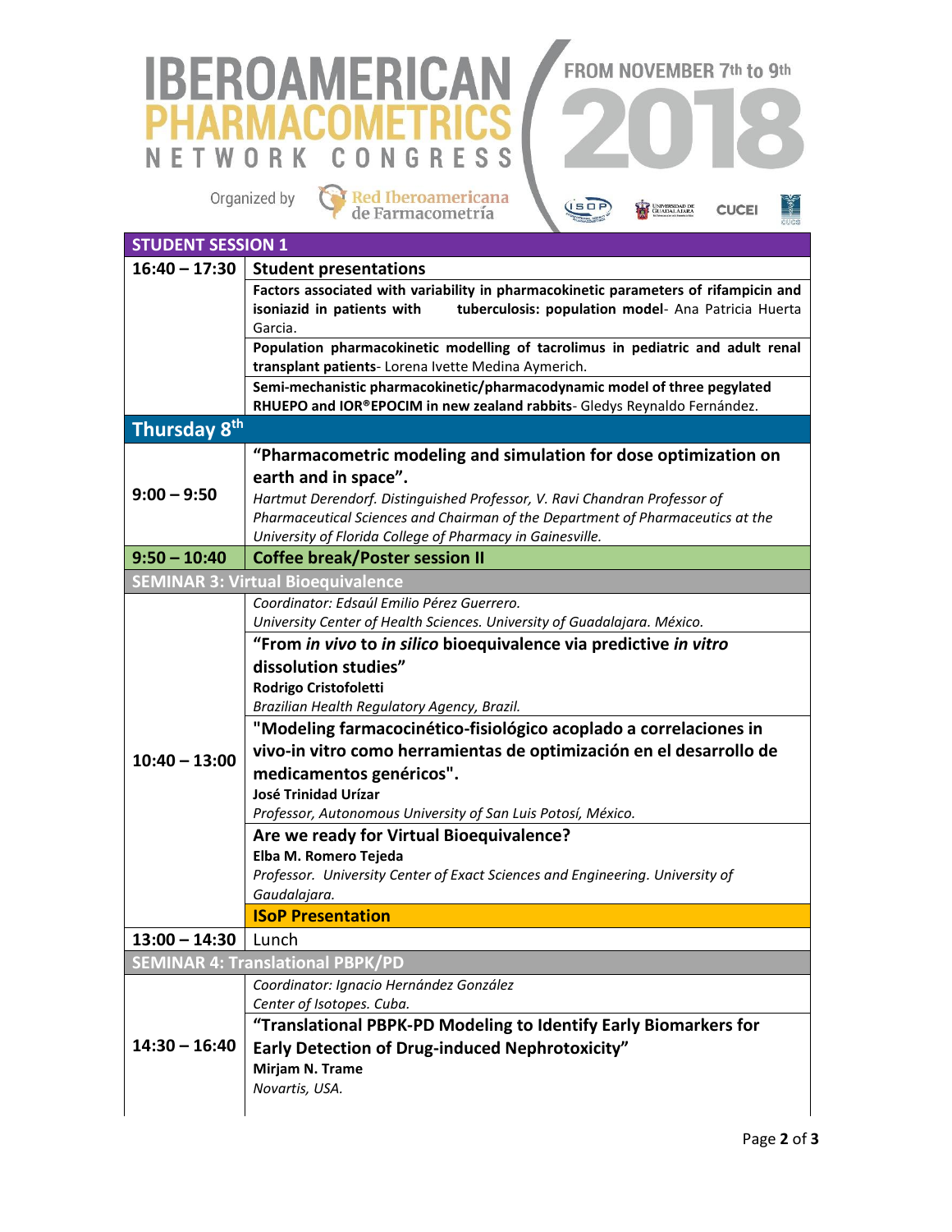# IBEROAMERICAN PHARMACOMETRICS NETWORK CONGRESS

FROM NOVEMBER 7th to 9th 2018

Organized by Red Iberoamericana de Farmacometría

| STUDENT SESSION 1 | |
|---|---|
| 16:40 – 17:30 | **Student presentations** |
| | **Factors associated with variability in pharmacokinetic parameters of rifampicin and isoniazid in patients with tuberculosis: population model**- Ana Patricia Huerta Garcia. |
| | **Population pharmacokinetic modelling of tacrolimus in pediatric and adult renal transplant patients**- Lorena Ivette Medina Aymerich. |
| | **Semi-mechanistic pharmacokinetic/pharmacodynamic model of three pegylated RHUEPO and IOR®EPOCIM in new zealand rabbits**- Gledys Reynaldo Fernández. |
| **Thursday 8th** | |
| 9:00 – 9:50 | **“Pharmacometric modeling and simulation for dose optimization on earth and in space”.** *Hartmut Derendorf. Distinguished Professor, V. Ravi Chandran Professor of Pharmaceutical Sciences and Chairman of the Department of Pharmaceutics at the University of Florida College of Pharmacy in Gainesville.* |
| 9:50 – 10:40 | **Coffee break/Poster session II** |
| **SEMINAR 3: Virtual Bioequivalence** | |
| 10:40 – 13:00 | *Coordinator: Edsaúl Emilio Pérez Guerrero. University Center of Health Sciences. University of Guadalajara. México.* |
| | **“From *in vivo* to *in silico* bioequivalence via predictive *in vitro* dissolution studies”** **Rodrigo Cristofoletti** *Brazilian Health Regulatory Agency, Brazil.* |
| | **"Modeling farmacocinético-fisiológico acoplado a correlaciones in vivo-in vitro como herramientas de optimización en el desarrollo de medicamentos genéricos".** **José Trinidad Urízar** *Professor, Autonomous University of San Luis Potosí, México.* |
| | **Are we ready for Virtual Bioequivalence?** **Elba M. Romero Tejeda** *Professor. University Center of Exact Sciences and Engineering. University of Gaudalajara.* |
| | **ISoP Presentation** |
| 13:00 – 14:30 | Lunch |
| **SEMINAR 4: Translational PBPK/PD** | |
| 14:30 – 16:40 | *Coordinator: Ignacio Hernández González Center of Isotopes. Cuba.* |
| | **“Translational PBPK-PD Modeling to Identify Early Biomarkers for Early Detection of Drug-induced Nephrotoxicity”** **Mirjam N. Trame** *Novartis, USA.* |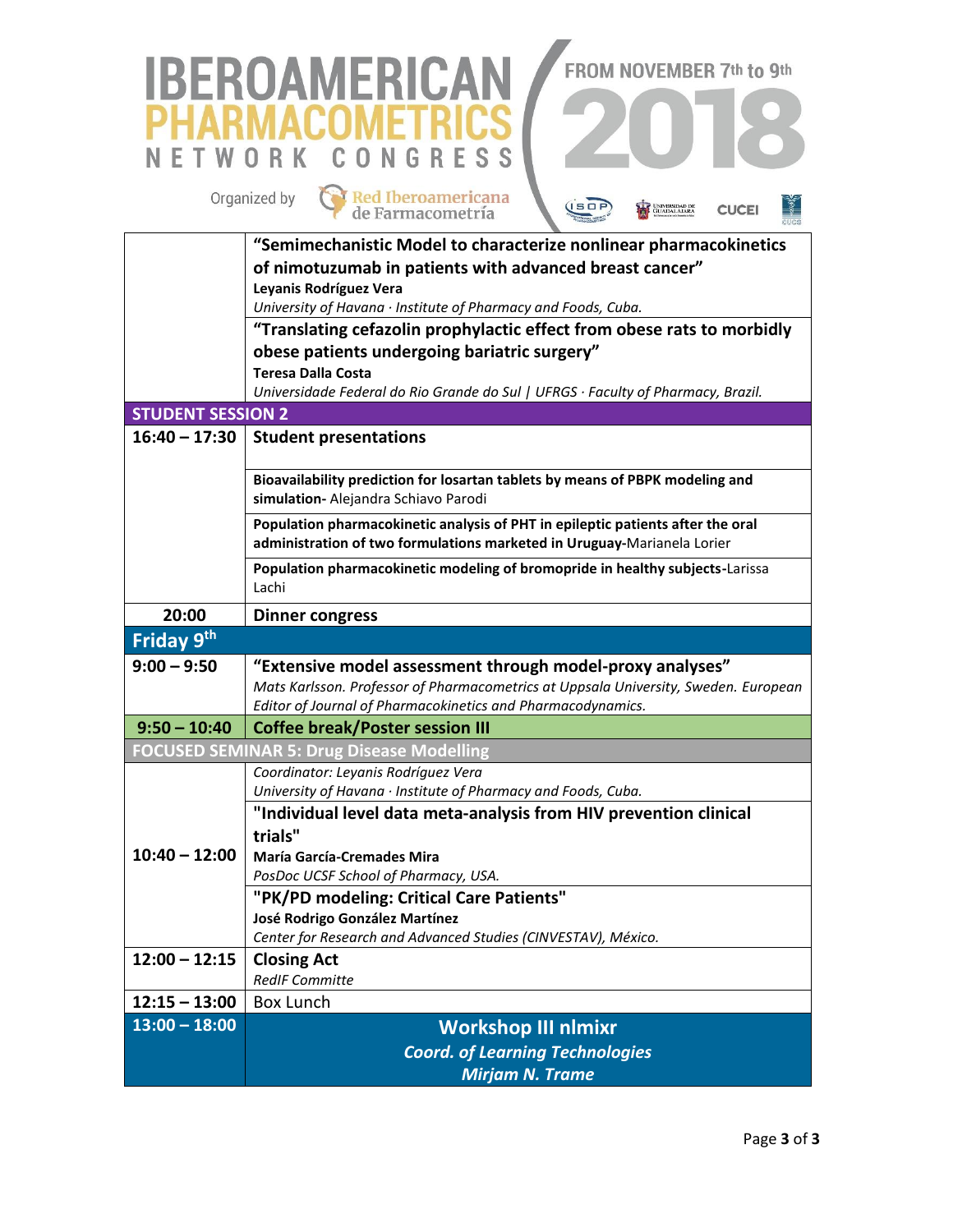| | |
|---|---|
| | **"Semimechanistic Model to characterize nonlinear pharmacokinetics of nimotuzumab in patients with advanced breast cancer"** **Leyanis Rodríguez Vera** *University of Havana · Institute of Pharmacy and Foods, Cuba.* |
| | **"Translating cefazolin prophylactic effect from obese rats to morbidly obese patients undergoing bariatric surgery"** **Teresa Dalla Costa** *Universidade Federal do Rio Grande do Sul \| UFRGS · Faculty of Pharmacy, Brazil.* |
| **STUDENT SESSION 2** | |
| **16:40 – 17:30** | **Student presentations** |
| | **Bioavailability prediction for losartan tablets by means of PBPK modeling and simulation-** Alejandra Schiavo Parodi |
| | **Population pharmacokinetic analysis of PHT in epileptic patients after the oral administration of two formulations marketed in Uruguay-**Marianela Lorier |
| | **Population pharmacokinetic modeling of bromopride in healthy subjects-**Larissa Lachi |
| **20:00** | **Dinner congress** |
| **Friday 9th** | |
| **9:00 – 9:50** | **"Extensive model assessment through model-proxy analyses"** *Mats Karlsson. Professor of Pharmacometrics at Uppsala University, Sweden. European Editor of Journal of Pharmacokinetics and Pharmacodynamics.* |
| **9:50 – 10:40** | **Coffee break/Poster session III** |
| **FOCUSED SEMINAR 5: Drug Disease Modelling** | |
| | *Coordinator: Leyanis Rodríguez Vera* *University of Havana · Institute of Pharmacy and Foods, Cuba.* |
| **10:40 – 12:00** | **"Individual level data meta-analysis from HIV prevention clinical trials"** **María García-Cremades Mira** *PosDoc UCSF School of Pharmacy, USA.* |
| | **"PK/PD modeling: Critical Care Patients"** **José Rodrigo González Martínez** *Center for Research and Advanced Studies (CINVESTAV), México.* |
| **12:00 – 12:15** | **Closing Act** *RedIF Committe* |
| **12:15 – 13:00** | Box Lunch |
| **13:00 – 18:00** | **Workshop III nlmixr** ***Coord. of Learning Technologies*** ***Mirjam N. Trame*** |